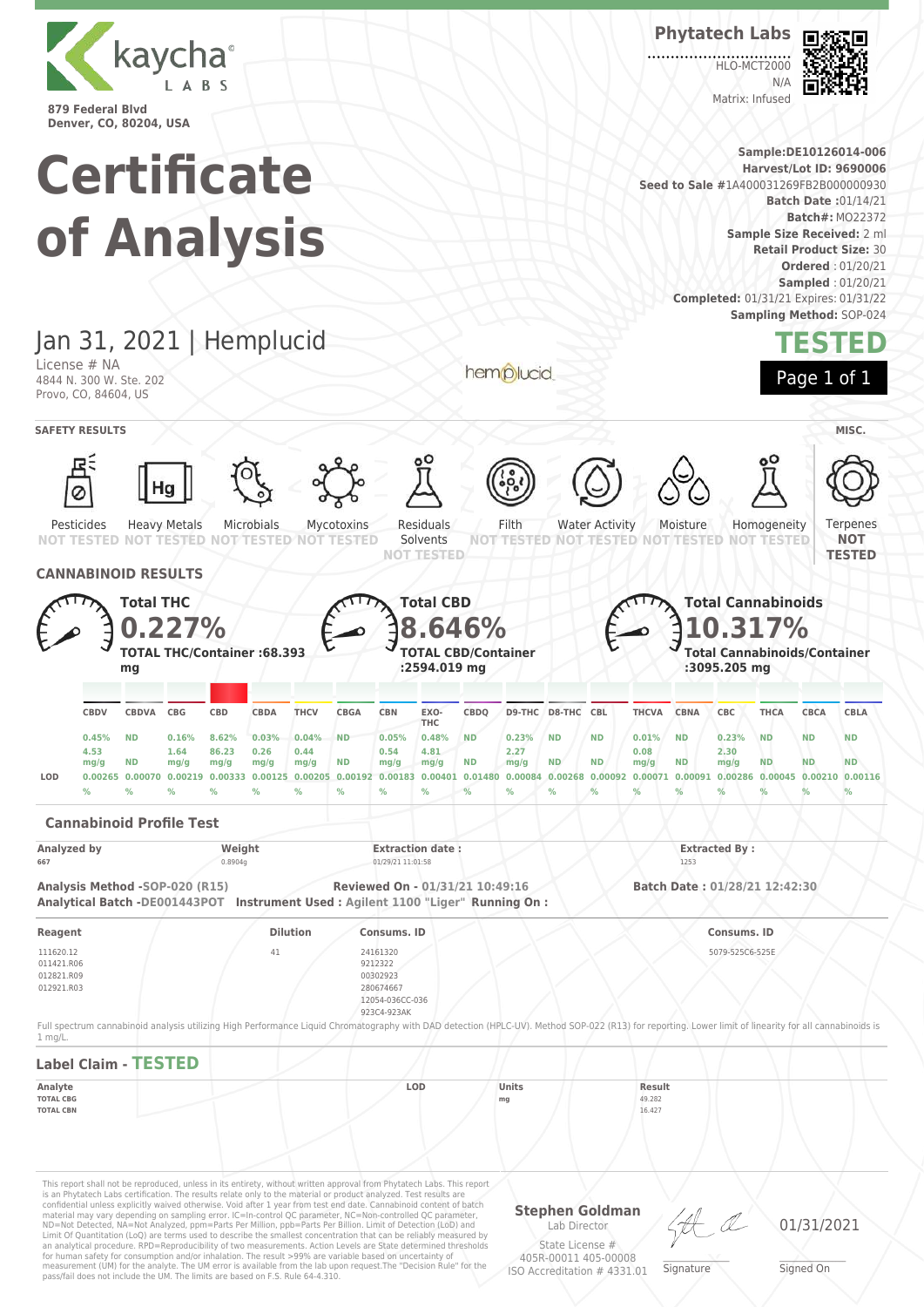kaycha LABS

879 Federal Blvd
Denver, CO, 80204, USA

**Phytatech Labs**

HLO-MCT2000
N/A
Matrix: Infused

# Certificate of Analysis

**Sample:** DE10126014-006
**Harvest/Lot ID:** 9690006
**Seed to Sale** #1A400031269FB2B000000930
**Batch Date :** 01/14/21
**Batch#:** MO22372
**Sample Size Received:** 2 ml
**Retail Product Size:** 30
**Ordered** : 01/20/21
**Sampled** : 01/20/21
**Completed:** 01/31/21 Expires: 01/31/22
**Sampling Method:** SOP-024

## Jan 31, 2021 | Hemplucid

License # NA
4844 N. 300 W. Ste. 202
Provo, CO, 84604, US

hemplucid

**TESTED**

## SAFETY RESULTS

| Pesticides | Heavy Metals | Microbials | Mycotoxins | Residuals Solvents | Filth | Water Activity | Moisture | Homogeneity |
|---|---|---|---|---|---|---|---|---|
| NOT TESTED | NOT TESTED | NOT TESTED | NOT TESTED | NOT TESTED | NOT TESTED | NOT TESTED | NOT TESTED | NOT TESTED |

**MISC.**

Terpenes **NOT TESTED**

## CANNABINOID RESULTS

**Total THC** **0.227%**
**TOTAL THC/Container :68.393 mg**

**Total CBD** **8.646%**
**TOTAL CBD/Container :2594.019 mg**

**Total Cannabinoids** **10.317%**
**Total Cannabinoids/Container :3095.205 mg**

| | CBDV | CBDVA | CBG | CBD | CBDA | THCV | CBGA | CBN | EXO-THC | CBDQ | D9-THC | D8-THC | CBL | THCVA | CBNA | CBC | THCA | CBCA | CBLA |
|---|---|---|---|---|---|---|---|---|---|---|---|---|---|---|---|---|---|---|---|
| % | 0.45% | ND | 0.16% | 8.62% | 0.03% | 0.04% | ND | 0.05% | 0.48% | ND | 0.23% | ND | ND | 0.01% | ND | 0.23% | ND | ND | ND |
| mg/g | 4.53 mg/g | ND | 1.64 mg/g | 86.23 mg/g | 0.26 mg/g | 0.44 mg/g | ND | 0.54 mg/g | 4.81 mg/g | ND | 2.27 mg/g | ND | ND | 0.08 mg/g | ND | 2.30 mg/g | ND | ND | ND |
| LOD | 0.00265 % | 0.00070 % | 0.00219 % | 0.00333 % | 0.00125 % | 0.00205 % | 0.00192 % | 0.00183 % | 0.00401 % | 0.01480 % | 0.00084 % | 0.00268 % | 0.00092 % | 0.00071 % | 0.00091 % | 0.00286 % | 0.00045 % | 0.00210 % | 0.00116 % |

### Cannabinoid Profile Test

| Analyzed by | Weight | Extraction date : | Extracted By : |
|---|---|---|---|
| 667 | 0.8904g | 01/29/21 11:01:58 | 1253 |

**Analysis Method -SOP-020 (R15)** **Reviewed On - 01/31/21 10:49:16** **Batch Date : 01/28/21 12:42:38**
**Analytical Batch -DE001443POT** **Instrument Used : Agilent 1100 "Liger"** **Running On :**

| Reagent | Dilution | Consums. ID | Consums. ID |
|---|---|---|---|
| 111620.12<br>011421.R06<br>012821.R09<br>012921.R03 | 41 | 24161320<br>9212322<br>00302923<br>280674667<br>12054-036CC-036<br>923C4-923AK | 5079-525C6-525E |

Full spectrum cannabinoid analysis utilizing High Performance Liquid Chromatography with DAD detection (HPLC-UV). Method SOP-022 (R13) for reporting. Lower limit of linearity for all cannabinoids is 1 mg/L.

### Label Claim - TESTED

| Analyte | LOD | Units | Result |
|---|---|---|---|
| TOTAL CBG | | mg | 49.282 |
| TOTAL CBN | | | 16.427 |

This report shall not be reproduced, unless in its entirety, without written approval from Phytatech Labs. This report is an Phytatech Labs certification. The results relate only to the material or product analyzed. Test results are confidential unless explicitly waived otherwise. Void after 1 year from test end date. Cannabinoid content of batch material may vary depending on sampling error. IC=In-control QC parameter, NC=Non-controlled QC parameter, ND=Not Detected, NA=Not Analyzed, ppm=Parts Per Million, ppb=Parts Per Billion. Limit of Detection (LoD) and Limit Of Quantitation (LoQ) are terms used to describe the smallest concentration that can be reliably measured by an analytical procedure. RPD=Reproducibility of two measurements. Action Levels are State determined thresholds for human safety for consumption and/or inhalation. The result >99% are variable based on uncertainty of measurement (UM) for the analyte. The UM error is available from the lab upon request.The "Decision Rule" for the pass/fail does not include the UM. The limits are based on F.S. Rule 64-4.310.

**Stephen Goldman**
Lab Director
State License #
405R-00011 405-00008
ISO Accreditation # 4331.01

Signature

01/31/2021
Signed On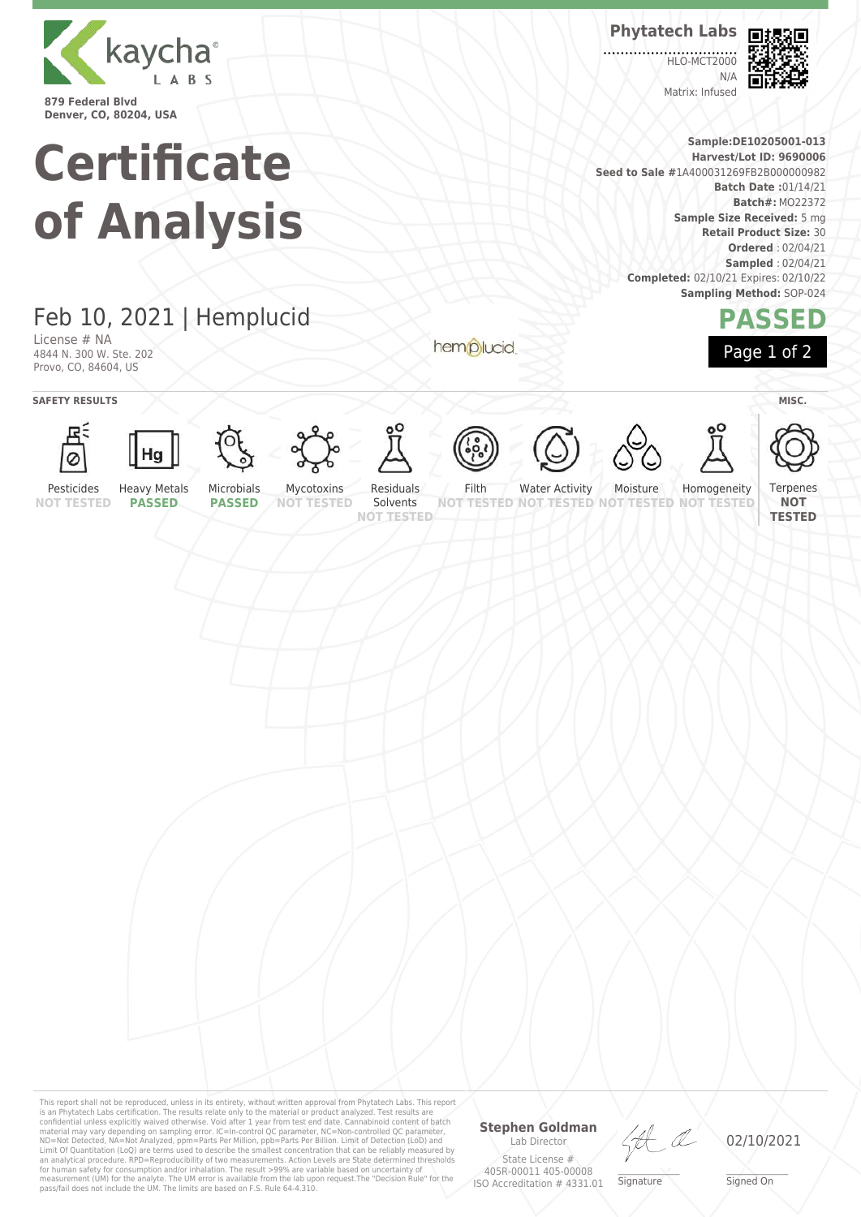**879 Federal Blvd**
**Denver, CO, 80204, USA**

**Phytatech Labs**

HLO-MCT2000
N/A
Matrix: Infused

# Certificate of Analysis

**Sample:DE10205001-013**
**Harvest/Lot ID: 9690006**
**Seed to Sale** #1A400031269FB2B000000982
**Batch Date :**01/14/21
**Batch#:** MO22372
**Sample Size Received:** 5 mg
**Retail Product Size:** 30
**Ordered** : 02/04/21
**Sampled** : 02/04/21
**Completed:** 02/10/21 Expires: 02/10/22
**Sampling Method:** SOP-024

## Feb 10, 2021 | Hemplucid

License # NA
4844 N. 300 W. Ste. 202
Provo, CO, 84604, US

**PASSED**

**SAFETY RESULTS**

| Pesticides | Heavy Metals | Microbials | Mycotoxins | Residuals Solvents | Filth | Water Activity | Moisture | Homogeneity |
|---|---|---|---|---|---|---|---|---|
| NOT TESTED | PASSED | PASSED | NOT TESTED | NOT TESTED | NOT TESTED | NOT TESTED | NOT TESTED | NOT TESTED |

**MISC.**

| Terpenes |
|---|
| NOT TESTED |

This report shall not be reproduced, unless in its entirety, without written approval from Phytatech Labs. This report is an Phytatech Labs certification. The results relate only to the material or product analyzed. Test results are confidential unless explicitly waived otherwise. Void after 1 year from test end date. Cannabinoid content of batch material may vary depending on sampling error. IC=In-control QC parameter, NC=Non-controlled QC parameter, ND=Not Detected, NA=Not Analyzed, ppm=Parts Per Million, ppb=Parts Per Billion. Limit of Detection (LoD) and Limit Of Quantitation (LoQ) are terms used to describe the smallest concentration that can be reliably measured by an analytical procedure. RPD=Reproducibility of two measurements. Action Levels are State determined thresholds for human safety for consumption and/or inhalation. The result >99% are variable based on uncertainty of measurement (UM) for the analyte. The UM error is available from the lab upon request.The "Decision Rule" for the pass/fail does not include the UM. The limits are based on F.S. Rule 64-4.310.

**Stephen Goldman**
Lab Director
State License #
405R-00011 405-00008
ISO Accreditation # 4331.01

Signature

02/10/2021
Signed On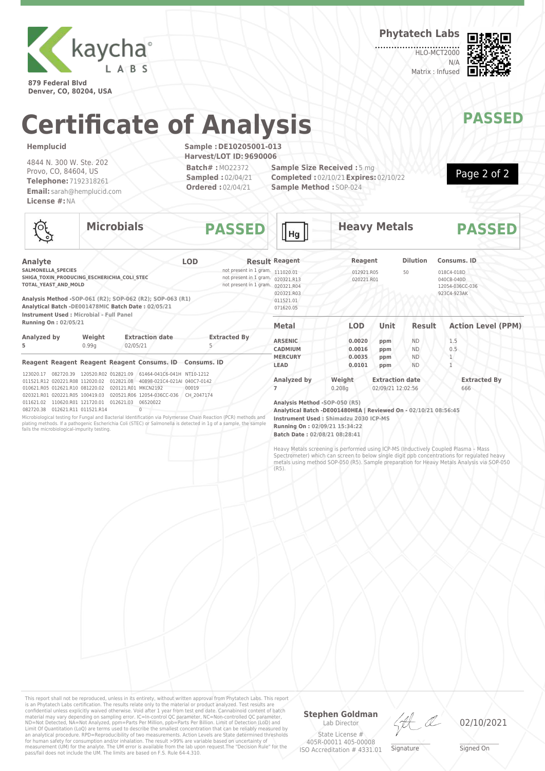kaycha LABS

879 Federal Blvd
Denver, CO, 80204, USA

**Phytatech Labs**

HLO-MCT2000
N/A
Matrix : Infused

# Certificate of Analysis

## PASSED

**Hemplucid**

4844 N. 300 W. Ste. 202
Provo, CO, 84604, US
**Telephone:** 7192318261
**Email:** sarah@hemplucid.com
**License #:** NA

**Sample :** DE10205001-013
**Harvest/LOT ID:** 9690006
**Batch# :** MO22372
**Sampled :** 02/04/21
**Ordered :** 02/04/21
**Sample Size Received :** 5 mg
**Completed :** 02/10/21 **Expires:** 02/10/22
**Sample Method :** SOP-024

## Microbials — PASSED

| Analyte | LOD | Result |
|---|---|---|
| SALMONELLA_SPECIES | | not present in 1 gram. |
| SHIGA_TOXIN_PRODUCING_ESCHERICHIA_COLI_STEC | | not present in 1 gram. |
| TOTAL_YEAST_AND_MOLD | | not present in 1 gram. |

**Analysis Method** -SOP-061 (R2); SOP-062 (R2); SOP-063 (R1)
**Analytical Batch** -DE001478MIC **Batch Date :** 02/05/21
**Instrument Used :** Microbial - Full Panel
**Running On :** 02/05/21

| Analyzed by | Weight | Extraction date | Extracted By |
|---|---|---|---|
| 5 | 0.99g | 02/05/21 | 5 |

| Reagent | Reagent | Reagent | Reagent | Consums. ID | Consums. ID |
|---|---|---|---|---|---|
| 123020.17 | 082720.39 | 120520.R02 | 012821.09 | 61464-041C6-041H | NT10-1212 |
| 011521.R12 | 020221.R08 | 112020.02 | 012821.08 | 40898-021C4-021AI | 040C7-0142 |
| 010621.R05 | 012621.R10 | 081220.02 | 020121.R01 | MKCN2192 | 00019 |
| 020321.R01 | 020221.R05 | 100419.03 | 020521.R06 | 12054-036CC-036 | CH_2047174 |
| 011621.02 | 110620.R01 | 121720.01 | 012621.03 | 06520022 | |
| 082720.38 | 012621.R11 | 011521.R14 | | 0 | |

Microbiological testing for Fungal and Bacterial Identification via Polymerase Chain Reaction (PCR) methods and plating methods. If a pathogenic Escherichia Coli (STEC) or Salmonella is detected in 1g of a sample, the sample fails the microbiological-impurity testing.

## Heavy Metals — PASSED

| Reagent | Reagent | Dilution | Consums. ID |
|---|---|---|---|
| 111020.01 | 012921.R05 | 50 | 018C4-018D |
| 020321.R13 | 020221.R01 | | 040CB-040D |
| 020321.R04 | | | 12054-036CC-036 |
| 020321.R03 | | | 923C4-923AK |
| 011521.01 | | | |
| 071620.05 | | | |

| Metal | LOD | Unit | Result | Action Level (PPM) |
|---|---|---|---|---|
| ARSENIC | 0.0020 | ppm | ND | 1.5 |
| CADMIUM | 0.0016 | ppm | ND | 0.5 |
| MERCURY | 0.0035 | ppm | ND | 1 |
| LEAD | 0.0101 | ppm | ND | 1 |

| Analyzed by | Weight | Extraction date | Extracted By |
|---|---|---|---|
| 7 | 0.208g | 02/09/21 12:02:56 | 666 |

**Analysis Method** -SOP-050 (R5)
**Analytical Batch** -DE001480HEA | **Reviewed On** - 02/10/21 08:56:45
**Instrument Used :** Shimadzu 2030 ICP-MS
**Running On :** 02/09/21 15:34:22
**Batch Date :** 02/08/21 08:28:41

Heavy Metals screening is performed using ICP-MS (Inductively Coupled Plasma - Mass Spectrometer) which can screen to below single digit ppb concentrations for regulated heavy metals using method SOP-050 (R5). Sample preparation for Heavy Metals Analysis via SOP-050 (R5).

This report shall not be reproduced, unless in its entirety, without written approval from Phytatech Labs. This report is an Phytatech Labs certification. The results relate only to the material or product analyzed. Test results are confidential unless explicitly waived otherwise. Void after 1 year from test end date. Cannabinoid content of batch material may vary depending on sampling error. IC=In-control QC parameter, NC=Non-controlled QC parameter, ND=Not Detected, NA=Not Analyzed, ppm=Parts Per Million, ppb=Parts Per Billion. Limit of Detection (LoD) and Limit Of Quantitation (LoQ) are terms used to describe the smallest concentration that can be reliably measured by an analytical procedure. RPD=Reproducibility of two measurements. Action Levels are State determined thresholds for human safety for consumption and/or inhalation. The result >99% are variable based on uncertainty of measurement (UM) for the analyte. The UM error is available from the lab upon request.The "Decision Rule" for the pass/fail does not include the UM. The limits are based on F.S. Rule 64-4.310.

**Stephen Goldman**
Lab Director
State License #
405R-00011 405-00008
ISO Accreditation # 4331.01

Signature

02/10/2021
Signed On